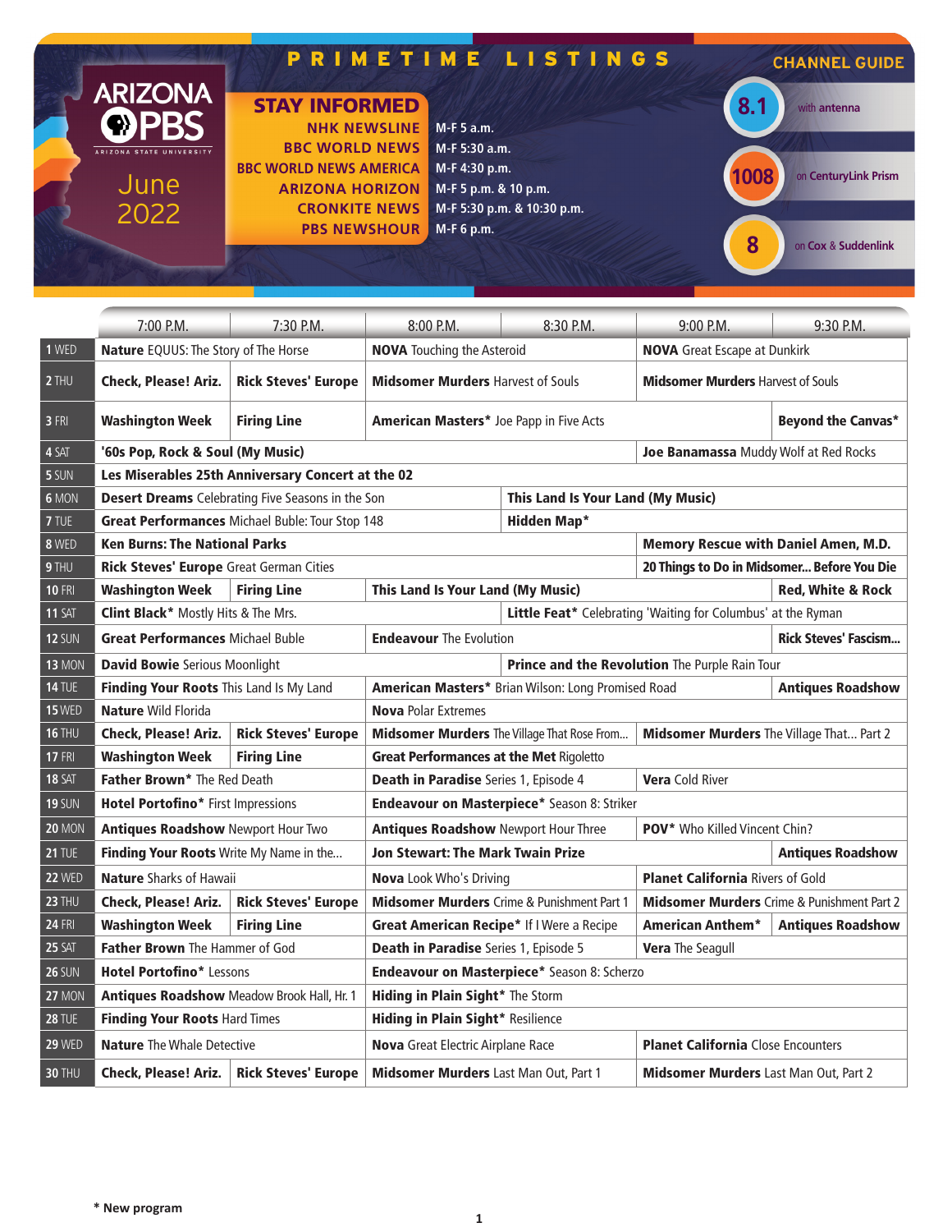# PRIMETIME LISTINGS

**ARIZONA PBS**
ARIZONA STATE UNIVERSITY

June 2022

## STAY INFORMED

| | |
|---|---|
| NHK NEWSLINE | M-F 5 a.m. |
| BBC WORLD NEWS | M-F 5:30 a.m. |
| BBC WORLD NEWS AMERICA | M-F 4:30 p.m. |
| ARIZONA HORIZON | M-F 5 p.m. & 10 p.m. |
| CRONKITE NEWS | M-F 5:30 p.m. & 10:30 p.m. |
| PBS NEWSHOUR | M-F 6 p.m. |

## CHANNEL GUIDE

- **8.1** with antenna
- **1008** on CenturyLink Prism
- **8** on Cox & Suddenlink

| | 7:00 P.M. | 7:30 P.M. | 8:00 P.M. | 8:30 P.M. | 9:00 P.M. | 9:30 P.M. |
|---|---|---|---|---|---|---|
| 1 WED | **Nature** EQUUS: The Story of The Horse | | **NOVA** Touching the Asteroid | | **NOVA** Great Escape at Dunkirk | |
| 2 THU | **Check, Please! Ariz.** | **Rick Steves' Europe** | **Midsomer Murders** Harvest of Souls | | **Midsomer Murders** Harvest of Souls | |
| 3 FRI | **Washington Week** | **Firing Line** | **American Masters*** Joe Papp in Five Acts | | | **Beyond the Canvas*** |
| 4 SAT | **'60s Pop, Rock & Soul (My Music)** | | | | **Joe Banamassa** Muddy Wolf at Red Rocks | |
| 5 SUN | **Les Miserables 25th Anniversary Concert at the 02** | | | | | |
| 6 MON | **Desert Dreams** Celebrating Five Seasons in the Son | | | **This Land Is Your Land (My Music)** | | |
| 7 TUE | **Great Performances** Michael Buble: Tour Stop 148 | | | **Hidden Map*** | | |
| 8 WED | **Ken Burns: The National Parks** | | | | **Memory Rescue with Daniel Amen, M.D.** | |
| 9 THU | **Rick Steves' Europe** Great German Cities | | | | **20 Things to Do in Midsomer... Before You Die** | |
| 10 FRI | **Washington Week** | **Firing Line** | **This Land Is Your Land (My Music)** | | | **Red, White & Rock** |
| 11 SAT | **Clint Black*** Mostly Hits & The Mrs. | | | **Little Feat*** Celebrating 'Waiting for Columbus' at the Ryman | | |
| 12 SUN | **Great Performances** Michael Buble | | **Endeavour** The Evolution | | | **Rick Steves' Fascism...** |
| 13 MON | **David Bowie** Serious Moonlight | | | **Prince and the Revolution** The Purple Rain Tour | | |
| 14 TUE | **Finding Your Roots** This Land Is My Land | | **American Masters*** Brian Wilson: Long Promised Road | | | **Antiques Roadshow** |
| 15 WED | **Nature** Wild Florida | | **Nova** Polar Extremes | | | |
| 16 THU | **Check, Please! Ariz.** | **Rick Steves' Europe** | **Midsomer Murders** The Village That Rose From... | | **Midsomer Murders** The Village That... Part 2 | |
| 17 FRI | **Washington Week** | **Firing Line** | **Great Performances at the Met** Rigoletto | | | |
| 18 SAT | **Father Brown*** The Red Death | | **Death in Paradise** Series 1, Episode 4 | | **Vera** Cold River | |
| 19 SUN | **Hotel Portofino*** First Impressions | | **Endeavour on Masterpiece*** Season 8: Striker | | | |
| 20 MON | **Antiques Roadshow** Newport Hour Two | | **Antiques Roadshow** Newport Hour Three | | **POV*** Who Killed Vincent Chin? | |
| 21 TUE | **Finding Your Roots** Write My Name in the... | | **Jon Stewart: The Mark Twain Prize** | | | **Antiques Roadshow** |
| 22 WED | **Nature** Sharks of Hawaii | | **Nova** Look Who's Driving | | **Planet California** Rivers of Gold | |
| 23 THU | **Check, Please! Ariz.** | **Rick Steves' Europe** | **Midsomer Murders** Crime & Punishment Part 1 | | **Midsomer Murders** Crime & Punishment Part 2 | |
| 24 FRI | **Washington Week** | **Firing Line** | **Great American Recipe*** If I Were a Recipe | | **American Anthem*** | **Antiques Roadshow** |
| 25 SAT | **Father Brown** The Hammer of God | | **Death in Paradise** Series 1, Episode 5 | | **Vera** The Seagull | |
| 26 SUN | **Hotel Portofino*** Lessons | | **Endeavour on Masterpiece*** Season 8: Scherzo | | | |
| 27 MON | **Antiques Roadshow** Meadow Brook Hall, Hr. 1 | | **Hiding in Plain Sight*** The Storm | | | |
| 28 TUE | **Finding Your Roots** Hard Times | | **Hiding in Plain Sight*** Resilience | | | |
| 29 WED | **Nature** The Whale Detective | | **Nova** Great Electric Airplane Race | | **Planet California** Close Encounters | |
| 30 THU | **Check, Please! Ariz.** | **Rick Steves' Europe** | **Midsomer Murders** Last Man Out, Part 1 | | **Midsomer Murders** Last Man Out, Part 2 | |

**\* New program**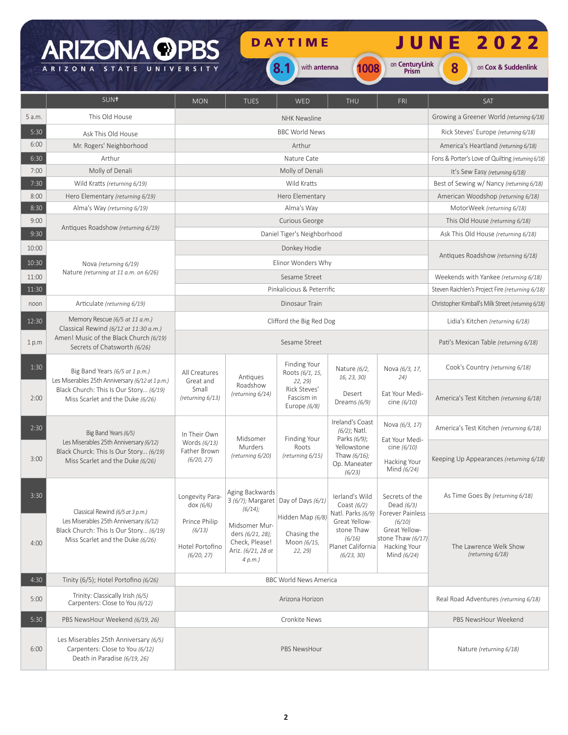# ARIZONA PBS
ARIZONA STATE UNIVERSITY

## DAYTIME JUNE 2022

8.1 with antenna | 1008 on CenturyLink Prism | 8 on Cox & Suddenlink

| | SUN† | MON | TUES | WED | THU | FRI | SAT |
|---|---|---|---|---|---|---|---|
| 5 a.m. | This Old House | NHK Newsline | | | | | Growing a Greener World *(returning 6/18)* |
| 5:30 | Ask This Old House | BBC World News | | | | | Rick Steves' Europe *(returning 6/18)* |
| 6:00 | Mr. Rogers' Neighborhood | Arthur | | | | | America's Heartland *(returning 6/18)* |
| 6:30 | Arthur | Nature Cate | | | | | Fons & Porter's Love of Quilting *(returning 6/18)* |
| 7:00 | Molly of Denali | Molly of Denali | | | | | It's Sew Easy *(returning 6/18)* |
| 7:30 | Wild Kratts *(returning 6/19)* | Wild Kratts | | | | | Best of Sewing w/ Nancy *(returning 6/18)* |
| 8:00 | Hero Elementary *(returning 6/19)* | Hero Elementary | | | | | American Woodshop *(returning 6/18)* |
| 8:30 | Alma's Way *(returning 6/19)* | Alma's Way | | | | | MotorWeek *(returning 6/18)* |
| 9:00 | Antiques Roadshow *(returning 6/19)* | Curious George | | | | | This Old House *(returning 6/18)* |
| 9:30 | | Daniel Tiger's Neighborhood | | | | | Ask This Old House *(returning 6/18)* |
| 10:00 | Nova *(returning 6/19)* Nature *(returning at 11 a.m. on 6/26)* | Donkey Hodie | | | | | Antiques Roadshow *(returning 6/18)* |
| 10:30 | | Elinor Wonders Why | | | | | |
| 11:00 | | Sesame Street | | | | | Weekends with Yankee *(returning 6/18)* |
| 11:30 | | Pinkalicious & Peterrific | | | | | Steven Raichlen's Project Fire *(returning 6/18)* |
| noon | Articulate *(returning 6/19)* | Dinosaur Train | | | | | Christopher Kimball's Milk Street *(returning 6/18)* |
| 12:30 | Memory Rescue *(6/5 at 11 a.m.)* Classical Rewind *(6/12 at 11:30 a.m.)* Amen! Music of the Black Church *(6/19)* Secrets of Chatsworth *(6/26)* | Clifford the Big Red Dog | | | | | Lidia's Kitchen *(returning 6/18)* |
| 1 p.m | | Sesame Street | | | | | Pati's Mexican Table *(returning 6/18)* |
| 1:30 | Big Band Years *(6/5 at 1 p.m.)* Les Miserables 25th Anniversary *(6/12 at 1 p.m.)* Black Church: This Is Our Story... *(6/19)* Miss Scarlet and the Duke *(6/26)* | All Creatures Great and Small *(returning 6/13)* | Antiques Roadshow *(returning 6/14)* | Finding Your Roots *(6/1, 15, 22, 29)* Rick Steves' Fascism in Europe *(6/8)* | Nature *(6/2, 16, 23, 30)* | Nova *(6/3, 17, 24)* | Cook's Country *(returning 6/18)* |
| 2:00 | | | | | Desert Dreams *(6/9)* | Eat Your Medicine *(6/10)* | America's Test Kitchen *(returning 6/18)* |
| 2:30 | Big Band Years *(6/5)* Les Miserables 25th Anniversary *(6/12)* Black Church: This Is Our Story... *(6/19)* Miss Scarlet and the Duke *(6/26)* | In Their Own Words *(6/13)* Father Brown *(6/20, 27)* | Midsomer Murders *(returning 6/20)* | Finding Your Roots *(returning 6/15)* | Ireland's Coast *(6/2)*; Natl. Parks *(6/9)*; Yellowstone Thaw *(6/16)*; Op. Maneater *(6/23)* | Nova *(6/3, 17)* Eat Your Medicine *(6/10)* | America's Test Kitchen *(returning 6/18)* |
| 3:00 | | | | | | Hacking Your Mind *(6/24)* | Keeping Up Appearances *(returning 6/18)* |
| 3:30 | Classical Rewind *(6/5 at 3 p.m.)* Les Miserables 25th Anniversary *(6/12)* Black Church: This Is Our Story... *(6/19)* Miss Scarlet and the Duke *(6/26)* | Longevity Paradox *(6/6)* Prince Philip *(6/13)* Hotel Portofino *(6/20, 27)* | Aging Backwards 3 *(6/7)*; Margaret *(6/14)*; Midsomer Murders *(6/21, 28)*; Check, Please! Ariz. *(6/21, 28 at 4 p.m.)* | Day of Days *(6/1)* Hidden Map *(6/8)* Chasing the Moon *(6/15, 22, 29)* | Ierland's Wild Coast *(6/2)* Natl. Parks *(6/9)* Great Yellowstone Thaw *(6/16)* Planet California *(6/23, 30)* | Secrets of the Dead *(6/3)* Forever Painless *(6/10)* Great Yellowstone Thaw *(6/17)* Hacking Your Mind *(6/24)* | As Time Goes By *(returning 6/18)* |
| 4:00 | | | | | | | The Lawrence Welk Show *(returning 6/18)* |
| 4:30 | Tinity (6/5); Hotel Portofino *(6/26)* | BBC World News America | | | | | |
| 5:00 | Trinity: Classically Irish *(6/5)* Carpenters: Close to You *(6/12)* | Arizona Horizon | | | | | Real Road Adventures *(returning 6/18)* |
| 5:30 | PBS NewsHour Weekend *(6/19, 26)* | Cronkite News | | | | | PBS NewsHour Weekend |
| 6:00 | Les Miserables 25th Anniversary *(6/5)* Carpenters: Close to You *(6/12)* Death in Paradise *(6/19, 26)* | PBS NewsHour | | | | | Nature *(returning 6/18)* |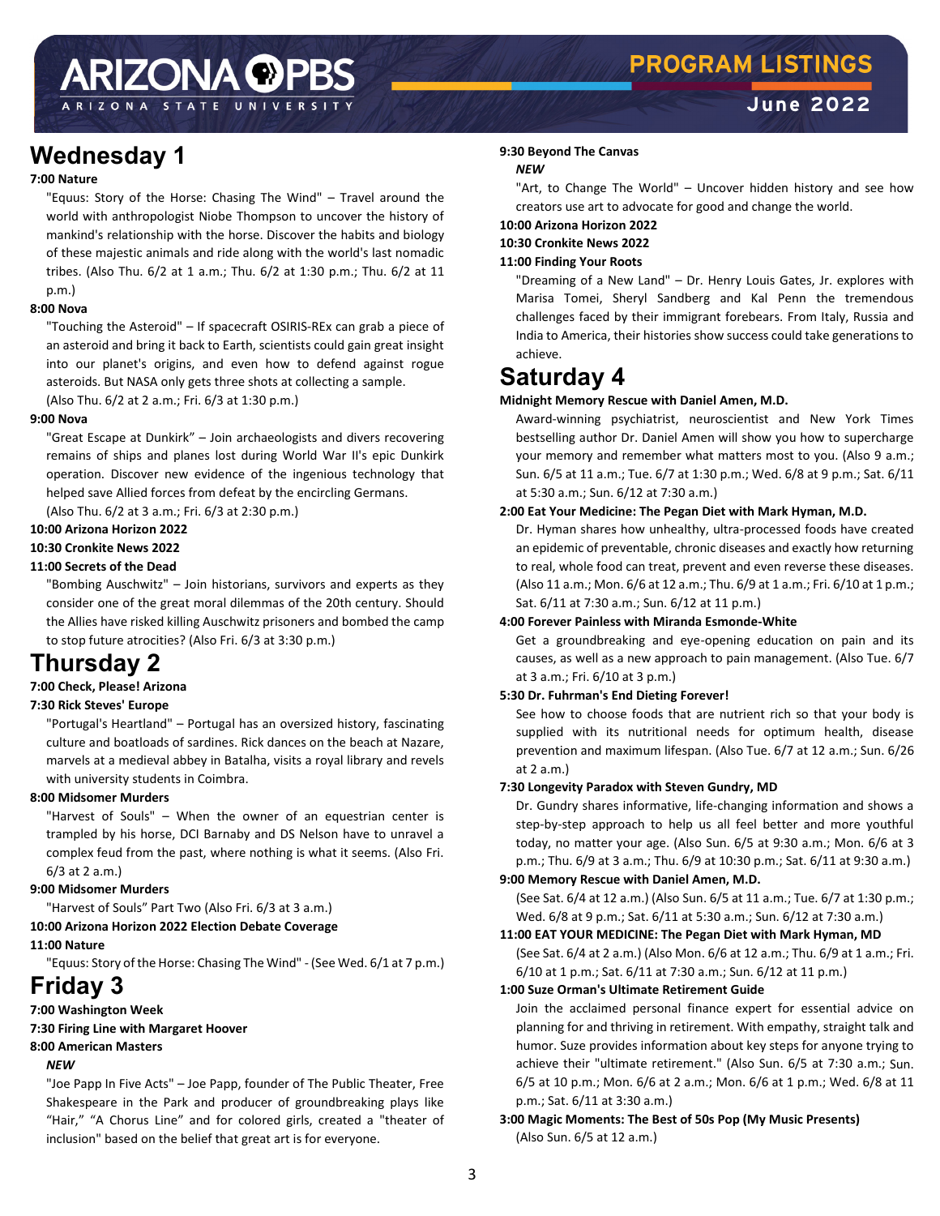# Wednesday 1

**7:00 Nature**

"Equus: Story of the Horse: Chasing The Wind" – Travel around the world with anthropologist Niobe Thompson to uncover the history of mankind's relationship with the horse. Discover the habits and biology of these majestic animals and ride along with the world's last nomadic tribes. (Also Thu. 6/2 at 1 a.m.; Thu. 6/2 at 1:30 p.m.; Thu. 6/2 at 11 p.m.)

**8:00 Nova**

"Touching the Asteroid" – If spacecraft OSIRIS-REx can grab a piece of an asteroid and bring it back to Earth, scientists could gain great insight into our planet's origins, and even how to defend against rogue asteroids. But NASA only gets three shots at collecting a sample. (Also Thu. 6/2 at 2 a.m.; Fri. 6/3 at 1:30 p.m.)

**9:00 Nova**

"Great Escape at Dunkirk" – Join archaeologists and divers recovering remains of ships and planes lost during World War II's epic Dunkirk operation. Discover new evidence of the ingenious technology that helped save Allied forces from defeat by the encircling Germans. (Also Thu. 6/2 at 3 a.m.; Fri. 6/3 at 2:30 p.m.)

**10:00 Arizona Horizon 2022**

**10:30 Cronkite News 2022**

**11:00 Secrets of the Dead**

"Bombing Auschwitz" – Join historians, survivors and experts as they consider one of the great moral dilemmas of the 20th century. Should the Allies have risked killing Auschwitz prisoners and bombed the camp to stop future atrocities? (Also Fri. 6/3 at 3:30 p.m.)

# Thursday 2

**7:00 Check, Please! Arizona**

**7:30 Rick Steves' Europe**

"Portugal's Heartland" – Portugal has an oversized history, fascinating culture and boatloads of sardines. Rick dances on the beach at Nazare, marvels at a medieval abbey in Batalha, visits a royal library and revels with university students in Coimbra.

**8:00 Midsomer Murders**

"Harvest of Souls" – When the owner of an equestrian center is trampled by his horse, DCI Barnaby and DS Nelson have to unravel a complex feud from the past, where nothing is what it seems. (Also Fri. 6/3 at 2 a.m.)

**9:00 Midsomer Murders**

"Harvest of Souls" Part Two (Also Fri. 6/3 at 3 a.m.)

**10:00 Arizona Horizon 2022 Election Debate Coverage**

**11:00 Nature**

"Equus: Story of the Horse: Chasing The Wind" - (See Wed. 6/1 at 7 p.m.)

# Friday 3

**7:00 Washington Week**

**7:30 Firing Line with Margaret Hoover**

**8:00 American Masters**

***NEW***

"Joe Papp In Five Acts" – Joe Papp, founder of The Public Theater, Free Shakespeare in the Park and producer of groundbreaking plays like "Hair," "A Chorus Line" and for colored girls, created a "theater of inclusion" based on the belief that great art is for everyone.

**9:30 Beyond The Canvas**

***NEW***

"Art, to Change The World" – Uncover hidden history and see how creators use art to advocate for good and change the world.

**10:00 Arizona Horizon 2022**

**10:30 Cronkite News 2022**

**11:00 Finding Your Roots**

"Dreaming of a New Land" – Dr. Henry Louis Gates, Jr. explores with Marisa Tomei, Sheryl Sandberg and Kal Penn the tremendous challenges faced by their immigrant forebears. From Italy, Russia and India to America, their histories show success could take generations to achieve.

# Saturday 4

**Midnight Memory Rescue with Daniel Amen, M.D.**

Award-winning psychiatrist, neuroscientist and New York Times bestselling author Dr. Daniel Amen will show you how to supercharge your memory and remember what matters most to you. (Also 9 a.m.; Sun. 6/5 at 11 a.m.; Tue. 6/7 at 1:30 p.m.; Wed. 6/8 at 9 p.m.; Sat. 6/11 at 5:30 a.m.; Sun. 6/12 at 7:30 a.m.)

**2:00 Eat Your Medicine: The Pegan Diet with Mark Hyman, M.D.**

Dr. Hyman shares how unhealthy, ultra-processed foods have created an epidemic of preventable, chronic diseases and exactly how returning to real, whole food can treat, prevent and even reverse these diseases. (Also 11 a.m.; Mon. 6/6 at 12 a.m.; Thu. 6/9 at 1 a.m.; Fri. 6/10 at 1 p.m.; Sat. 6/11 at 7:30 a.m.; Sun. 6/12 at 11 p.m.)

**4:00 Forever Painless with Miranda Esmonde-White**

Get a groundbreaking and eye-opening education on pain and its causes, as well as a new approach to pain management. (Also Tue. 6/7 at 3 a.m.; Fri. 6/10 at 3 p.m.)

**5:30 Dr. Fuhrman's End Dieting Forever!**

See how to choose foods that are nutrient rich so that your body is supplied with its nutritional needs for optimum health, disease prevention and maximum lifespan. (Also Tue. 6/7 at 12 a.m.; Sun. 6/26 at 2 a.m.)

**7:30 Longevity Paradox with Steven Gundry, MD**

Dr. Gundry shares informative, life-changing information and shows a step-by-step approach to help us all feel better and more youthful today, no matter your age. (Also Sun. 6/5 at 9:30 a.m.; Mon. 6/6 at 3 p.m.; Thu. 6/9 at 3 a.m.; Thu. 6/9 at 10:30 p.m.; Sat. 6/11 at 9:30 a.m.)

**9:00 Memory Rescue with Daniel Amen, M.D.**

(See Sat. 6/4 at 12 a.m.) (Also Sun. 6/5 at 11 a.m.; Tue. 6/7 at 1:30 p.m.; Wed. 6/8 at 9 p.m.; Sat. 6/11 at 5:30 a.m.; Sun. 6/12 at 7:30 a.m.)

**11:00 EAT YOUR MEDICINE: The Pegan Diet with Mark Hyman, MD**

(See Sat. 6/4 at 2 a.m.) (Also Mon. 6/6 at 12 a.m.; Thu. 6/9 at 1 a.m.; Fri. 6/10 at 1 p.m.; Sat. 6/11 at 7:30 a.m.; Sun. 6/12 at 11 p.m.)

**1:00 Suze Orman's Ultimate Retirement Guide**

Join the acclaimed personal finance expert for essential advice on planning for and thriving in retirement. With empathy, straight talk and humor. Suze provides information about key steps for anyone trying to achieve their "ultimate retirement." (Also Sun. 6/5 at 7:30 a.m.; Sun. 6/5 at 10 p.m.; Mon. 6/6 at 2 a.m.; Mon. 6/6 at 1 p.m.; Wed. 6/8 at 11 p.m.; Sat. 6/11 at 3:30 a.m.)

**3:00 Magic Moments: The Best of 50s Pop (My Music Presents)**

(Also Sun. 6/5 at 12 a.m.)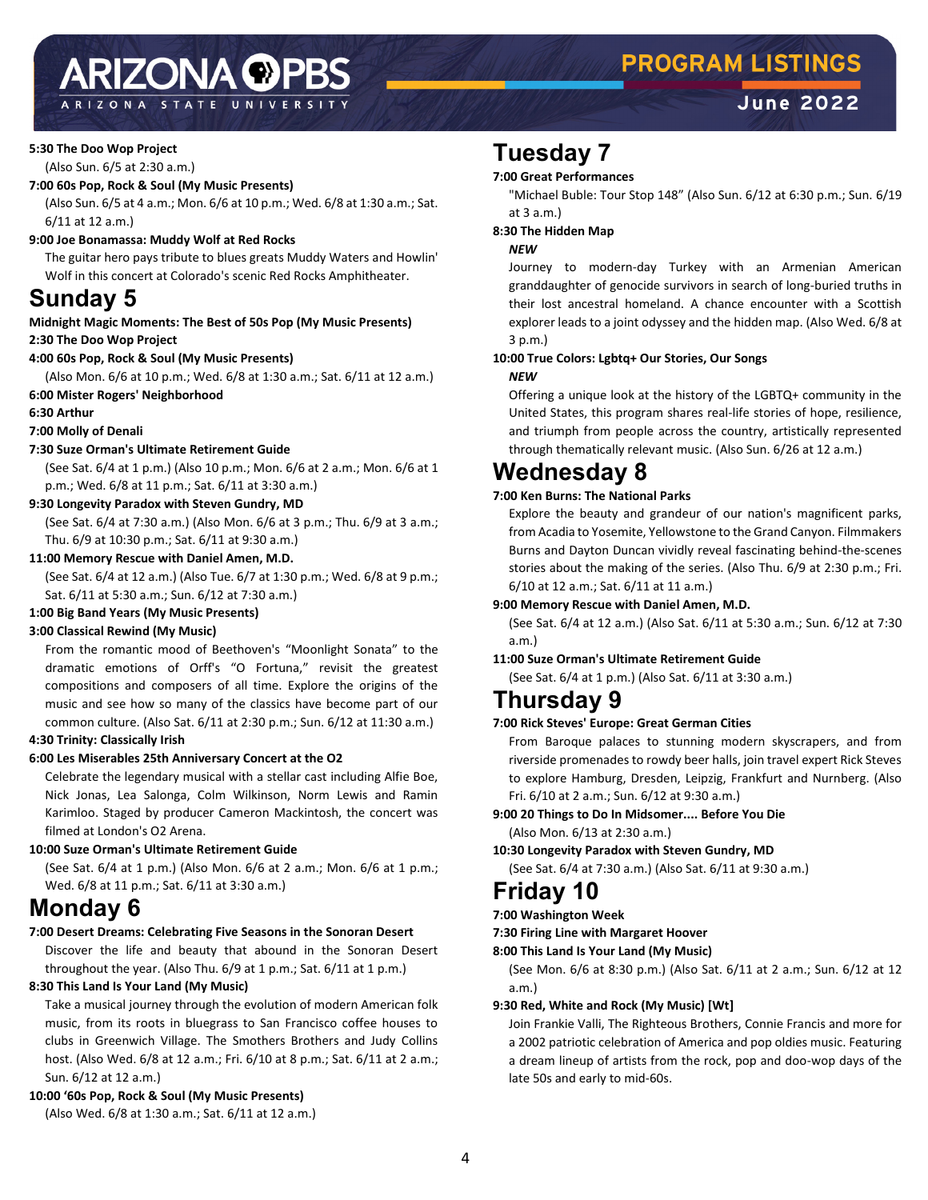**5:30 The Doo Wop Project**

(Also Sun. 6/5 at 2:30 a.m.)

**7:00 60s Pop, Rock & Soul (My Music Presents)**

(Also Sun. 6/5 at 4 a.m.; Mon. 6/6 at 10 p.m.; Wed. 6/8 at 1:30 a.m.; Sat. 6/11 at 12 a.m.)

**9:00 Joe Bonamassa: Muddy Wolf at Red Rocks**

The guitar hero pays tribute to blues greats Muddy Waters and Howlin' Wolf in this concert at Colorado's scenic Red Rocks Amphitheater.

# Sunday 5

**Midnight Magic Moments: The Best of 50s Pop (My Music Presents)**

**2:30 The Doo Wop Project**

**4:00 60s Pop, Rock & Soul (My Music Presents)**

(Also Mon. 6/6 at 10 p.m.; Wed. 6/8 at 1:30 a.m.; Sat. 6/11 at 12 a.m.)

**6:00 Mister Rogers' Neighborhood**

**6:30 Arthur**

**7:00 Molly of Denali**

**7:30 Suze Orman's Ultimate Retirement Guide**

(See Sat. 6/4 at 1 p.m.) (Also 10 p.m.; Mon. 6/6 at 2 a.m.; Mon. 6/6 at 1 p.m.; Wed. 6/8 at 11 p.m.; Sat. 6/11 at 3:30 a.m.)

**9:30 Longevity Paradox with Steven Gundry, MD**

(See Sat. 6/4 at 7:30 a.m.) (Also Mon. 6/6 at 3 p.m.; Thu. 6/9 at 3 a.m.; Thu. 6/9 at 10:30 p.m.; Sat. 6/11 at 9:30 a.m.)

**11:00 Memory Rescue with Daniel Amen, M.D.**

(See Sat. 6/4 at 12 a.m.) (Also Tue. 6/7 at 1:30 p.m.; Wed. 6/8 at 9 p.m.; Sat. 6/11 at 5:30 a.m.; Sun. 6/12 at 7:30 a.m.)

**1:00 Big Band Years (My Music Presents)**

**3:00 Classical Rewind (My Music)**

From the romantic mood of Beethoven's "Moonlight Sonata" to the dramatic emotions of Orff's "O Fortuna," revisit the greatest compositions and composers of all time. Explore the origins of the music and see how so many of the classics have become part of our common culture. (Also Sat. 6/11 at 2:30 p.m.; Sun. 6/12 at 11:30 a.m.)

**4:30 Trinity: Classically Irish**

**6:00 Les Miserables 25th Anniversary Concert at the O2**

Celebrate the legendary musical with a stellar cast including Alfie Boe, Nick Jonas, Lea Salonga, Colm Wilkinson, Norm Lewis and Ramin Karimloo. Staged by producer Cameron Mackintosh, the concert was filmed at London's O2 Arena.

**10:00 Suze Orman's Ultimate Retirement Guide**

(See Sat. 6/4 at 1 p.m.) (Also Mon. 6/6 at 2 a.m.; Mon. 6/6 at 1 p.m.; Wed. 6/8 at 11 p.m.; Sat. 6/11 at 3:30 a.m.)

# Monday 6

**7:00 Desert Dreams: Celebrating Five Seasons in the Sonoran Desert**

Discover the life and beauty that abound in the Sonoran Desert throughout the year. (Also Thu. 6/9 at 1 p.m.; Sat. 6/11 at 1 p.m.)

**8:30 This Land Is Your Land (My Music)**

Take a musical journey through the evolution of modern American folk music, from its roots in bluegrass to San Francisco coffee houses to clubs in Greenwich Village. The Smothers Brothers and Judy Collins host. (Also Wed. 6/8 at 12 a.m.; Fri. 6/10 at 8 p.m.; Sat. 6/11 at 2 a.m.; Sun. 6/12 at 12 a.m.)

**10:00 '60s Pop, Rock & Soul (My Music Presents)**

(Also Wed. 6/8 at 1:30 a.m.; Sat. 6/11 at 12 a.m.)

# Tuesday 7

**7:00 Great Performances**

"Michael Buble: Tour Stop 148" (Also Sun. 6/12 at 6:30 p.m.; Sun. 6/19 at 3 a.m.)

**8:30 The Hidden Map**

***NEW***

Journey to modern-day Turkey with an Armenian American granddaughter of genocide survivors in search of long-buried truths in their lost ancestral homeland. A chance encounter with a Scottish explorer leads to a joint odyssey and the hidden map. (Also Wed. 6/8 at 3 p.m.)

**10:00 True Colors: Lgbtq+ Our Stories, Our Songs**

***NEW***

Offering a unique look at the history of the LGBTQ+ community in the United States, this program shares real-life stories of hope, resilience, and triumph from people across the country, artistically represented through thematically relevant music. (Also Sun. 6/26 at 12 a.m.)

# Wednesday 8

**7:00 Ken Burns: The National Parks**

Explore the beauty and grandeur of our nation's magnificent parks, from Acadia to Yosemite, Yellowstone to the Grand Canyon. Filmmakers Burns and Dayton Duncan vividly reveal fascinating behind-the-scenes stories about the making of the series. (Also Thu. 6/9 at 2:30 p.m.; Fri. 6/10 at 12 a.m.; Sat. 6/11 at 11 a.m.)

**9:00 Memory Rescue with Daniel Amen, M.D.**

(See Sat. 6/4 at 12 a.m.) (Also Sat. 6/11 at 5:30 a.m.; Sun. 6/12 at 7:30 a.m.)

**11:00 Suze Orman's Ultimate Retirement Guide**

(See Sat. 6/4 at 1 p.m.) (Also Sat. 6/11 at 3:30 a.m.)

# Thursday 9

**7:00 Rick Steves' Europe: Great German Cities**

From Baroque palaces to stunning modern skyscrapers, and from riverside promenades to rowdy beer halls, join travel expert Rick Steves to explore Hamburg, Dresden, Leipzig, Frankfurt and Nurnberg. (Also Fri. 6/10 at 2 a.m.; Sun. 6/12 at 9:30 a.m.)

**9:00 20 Things to Do In Midsomer.... Before You Die**

(Also Mon. 6/13 at 2:30 a.m.)

**10:30 Longevity Paradox with Steven Gundry, MD**

(See Sat. 6/4 at 7:30 a.m.) (Also Sat. 6/11 at 9:30 a.m.)

# Friday 10

**7:00 Washington Week**

**7:30 Firing Line with Margaret Hoover**

**8:00 This Land Is Your Land (My Music)**

(See Mon. 6/6 at 8:30 p.m.) (Also Sat. 6/11 at 2 a.m.; Sun. 6/12 at 12 a.m.)

**9:30 Red, White and Rock (My Music) [Wt]**

Join Frankie Valli, The Righteous Brothers, Connie Francis and more for a 2002 patriotic celebration of America and pop oldies music. Featuring a dream lineup of artists from the rock, pop and doo-wop days of the late 50s and early to mid-60s.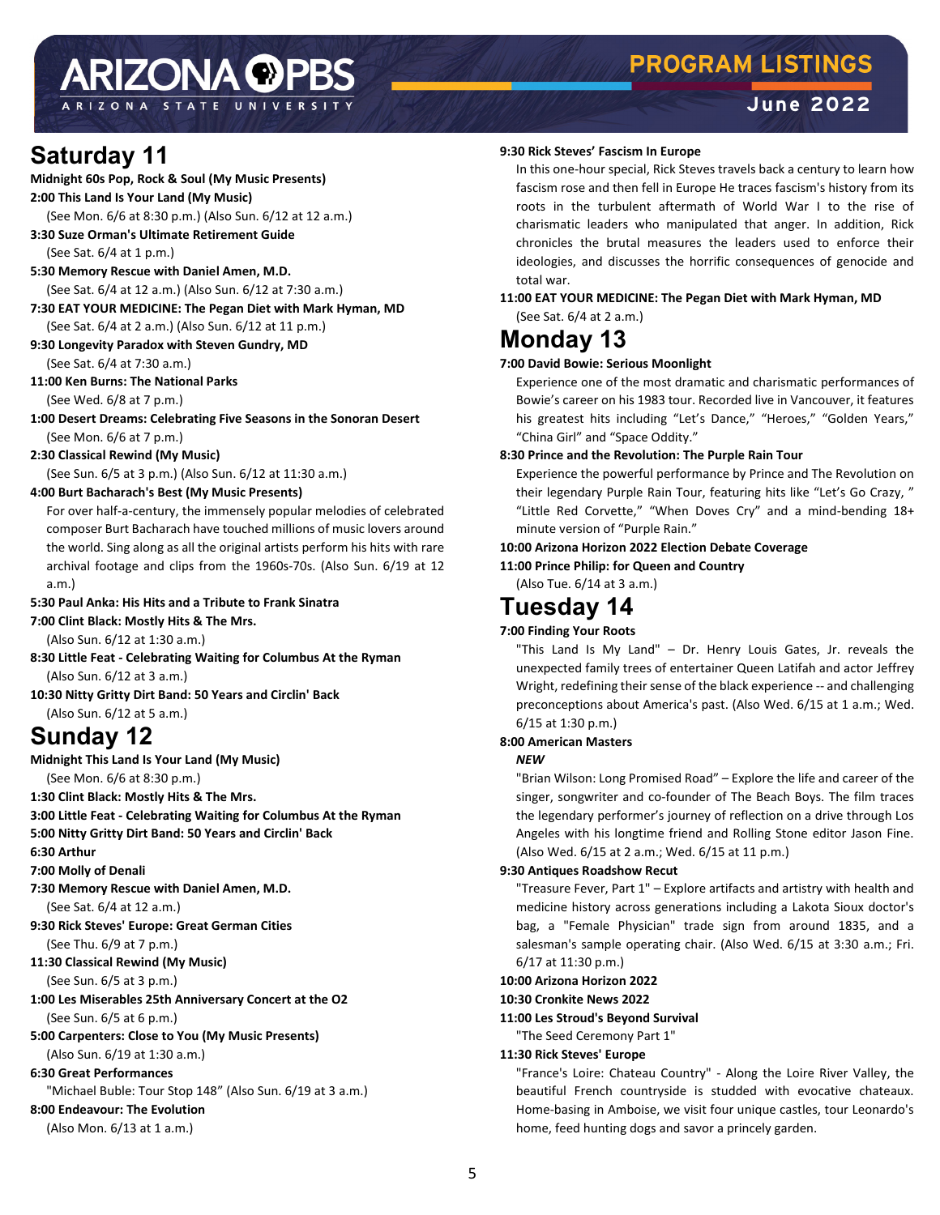## Saturday 11

**Midnight 60s Pop, Rock & Soul (My Music Presents)**

**2:00 This Land Is Your Land (My Music)**
(See Mon. 6/6 at 8:30 p.m.) (Also Sun. 6/12 at 12 a.m.)

**3:30 Suze Orman's Ultimate Retirement Guide**
(See Sat. 6/4 at 1 p.m.)

**5:30 Memory Rescue with Daniel Amen, M.D.**
(See Sat. 6/4 at 12 a.m.) (Also Sun. 6/12 at 7:30 a.m.)

**7:30 EAT YOUR MEDICINE: The Pegan Diet with Mark Hyman, MD**
(See Sat. 6/4 at 2 a.m.) (Also Sun. 6/12 at 11 p.m.)

**9:30 Longevity Paradox with Steven Gundry, MD**
(See Sat. 6/4 at 7:30 a.m.)

**11:00 Ken Burns: The National Parks**
(See Wed. 6/8 at 7 p.m.)

**1:00 Desert Dreams: Celebrating Five Seasons in the Sonoran Desert**
(See Mon. 6/6 at 7 p.m.)

**2:30 Classical Rewind (My Music)**
(See Sun. 6/5 at 3 p.m.) (Also Sun. 6/12 at 11:30 a.m.)

**4:00 Burt Bacharach's Best (My Music Presents)**
For over half-a-century, the immensely popular melodies of celebrated composer Burt Bacharach have touched millions of music lovers around the world. Sing along as all the original artists perform his hits with rare archival footage and clips from the 1960s-70s. (Also Sun. 6/19 at 12 a.m.)

**5:30 Paul Anka: His Hits and a Tribute to Frank Sinatra**

**7:00 Clint Black: Mostly Hits & The Mrs.**
(Also Sun. 6/12 at 1:30 a.m.)

**8:30 Little Feat - Celebrating Waiting for Columbus At the Ryman**
(Also Sun. 6/12 at 3 a.m.)

**10:30 Nitty Gritty Dirt Band: 50 Years and Circlin' Back**
(Also Sun. 6/12 at 5 a.m.)

## Sunday 12

**Midnight This Land Is Your Land (My Music)**
(See Mon. 6/6 at 8:30 p.m.)

**1:30 Clint Black: Mostly Hits & The Mrs.**

**3:00 Little Feat - Celebrating Waiting for Columbus At the Ryman**

**5:00 Nitty Gritty Dirt Band: 50 Years and Circlin' Back**

**6:30 Arthur**

**7:00 Molly of Denali**

**7:30 Memory Rescue with Daniel Amen, M.D.**
(See Sat. 6/4 at 12 a.m.)

**9:30 Rick Steves' Europe: Great German Cities**
(See Thu. 6/9 at 7 p.m.)

**11:30 Classical Rewind (My Music)**
(See Sun. 6/5 at 3 p.m.)

**1:00 Les Miserables 25th Anniversary Concert at the O2**
(See Sun. 6/5 at 6 p.m.)

**5:00 Carpenters: Close to You (My Music Presents)**
(Also Sun. 6/19 at 1:30 a.m.)

**6:30 Great Performances**
"Michael Buble: Tour Stop 148" (Also Sun. 6/19 at 3 a.m.)

**8:00 Endeavour: The Evolution**
(Also Mon. 6/13 at 1 a.m.)

**9:30 Rick Steves' Fascism In Europe**
In this one-hour special, Rick Steves travels back a century to learn how fascism rose and then fell in Europe He traces fascism's history from its roots in the turbulent aftermath of World War I to the rise of charismatic leaders who manipulated that anger. In addition, Rick chronicles the brutal measures the leaders used to enforce their ideologies, and discusses the horrific consequences of genocide and total war.

**11:00 EAT YOUR MEDICINE: The Pegan Diet with Mark Hyman, MD**
(See Sat. 6/4 at 2 a.m.)

## Monday 13

**7:00 David Bowie: Serious Moonlight**
Experience one of the most dramatic and charismatic performances of Bowie's career on his 1983 tour. Recorded live in Vancouver, it features his greatest hits including "Let's Dance," "Heroes," "Golden Years," "China Girl" and "Space Oddity."

**8:30 Prince and the Revolution: The Purple Rain Tour**
Experience the powerful performance by Prince and The Revolution on their legendary Purple Rain Tour, featuring hits like "Let's Go Crazy, " "Little Red Corvette," "When Doves Cry" and a mind-bending 18+ minute version of "Purple Rain."

**10:00 Arizona Horizon 2022 Election Debate Coverage**

**11:00 Prince Philip: for Queen and Country**
(Also Tue. 6/14 at 3 a.m.)

## Tuesday 14

**7:00 Finding Your Roots**
"This Land Is My Land" – Dr. Henry Louis Gates, Jr. reveals the unexpected family trees of entertainer Queen Latifah and actor Jeffrey Wright, redefining their sense of the black experience -- and challenging preconceptions about America's past. (Also Wed. 6/15 at 1 a.m.; Wed. 6/15 at 1:30 p.m.)

**8:00 American Masters**
***NEW***
"Brian Wilson: Long Promised Road" – Explore the life and career of the singer, songwriter and co-founder of The Beach Boys. The film traces the legendary performer's journey of reflection on a drive through Los Angeles with his longtime friend and Rolling Stone editor Jason Fine. (Also Wed. 6/15 at 2 a.m.; Wed. 6/15 at 11 p.m.)

**9:30 Antiques Roadshow Recut**
"Treasure Fever, Part 1" – Explore artifacts and artistry with health and medicine history across generations including a Lakota Sioux doctor's bag, a "Female Physician" trade sign from around 1835, and a salesman's sample operating chair. (Also Wed. 6/15 at 3:30 a.m.; Fri. 6/17 at 11:30 p.m.)

**10:00 Arizona Horizon 2022**

**10:30 Cronkite News 2022**

**11:00 Les Stroud's Beyond Survival**
"The Seed Ceremony Part 1"

**11:30 Rick Steves' Europe**
"France's Loire: Chateau Country" - Along the Loire River Valley, the beautiful French countryside is studded with evocative chateaux. Home-basing in Amboise, we visit four unique castles, tour Leonardo's home, feed hunting dogs and savor a princely garden.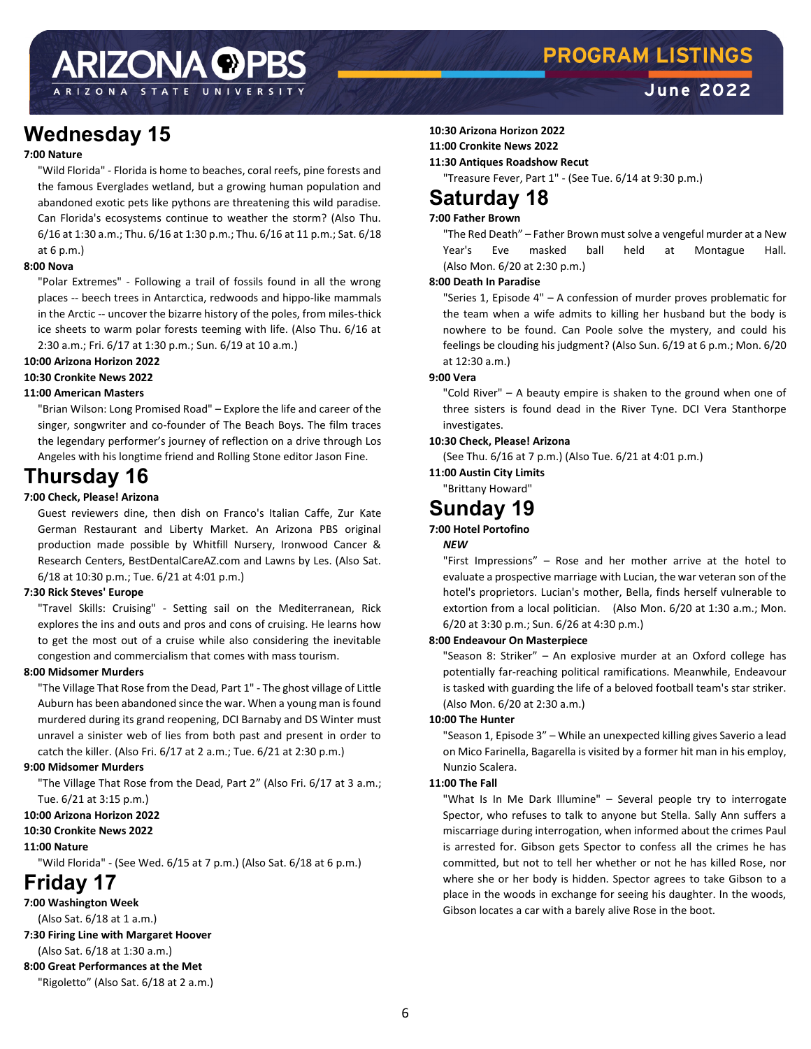## Wednesday 15

**7:00 Nature**

"Wild Florida" - Florida is home to beaches, coral reefs, pine forests and the famous Everglades wetland, but a growing human population and abandoned exotic pets like pythons are threatening this wild paradise. Can Florida's ecosystems continue to weather the storm? (Also Thu. 6/16 at 1:30 a.m.; Thu. 6/16 at 1:30 p.m.; Thu. 6/16 at 11 p.m.; Sat. 6/18 at 6 p.m.)

**8:00 Nova**

"Polar Extremes" - Following a trail of fossils found in all the wrong places -- beech trees in Antarctica, redwoods and hippo-like mammals in the Arctic -- uncover the bizarre history of the poles, from miles-thick ice sheets to warm polar forests teeming with life. (Also Thu. 6/16 at 2:30 a.m.; Fri. 6/17 at 1:30 p.m.; Sun. 6/19 at 10 a.m.)

**10:00 Arizona Horizon 2022**

**10:30 Cronkite News 2022**

**11:00 American Masters**

"Brian Wilson: Long Promised Road" – Explore the life and career of the singer, songwriter and co-founder of The Beach Boys. The film traces the legendary performer's journey of reflection on a drive through Los Angeles with his longtime friend and Rolling Stone editor Jason Fine.

## Thursday 16

**7:00 Check, Please! Arizona**

Guest reviewers dine, then dish on Franco's Italian Caffe, Zur Kate German Restaurant and Liberty Market. An Arizona PBS original production made possible by Whitfill Nursery, Ironwood Cancer & Research Centers, BestDentalCareAZ.com and Lawns by Les. (Also Sat. 6/18 at 10:30 p.m.; Tue. 6/21 at 4:01 p.m.)

**7:30 Rick Steves' Europe**

"Travel Skills: Cruising" - Setting sail on the Mediterranean, Rick explores the ins and outs and pros and cons of cruising. He learns how to get the most out of a cruise while also considering the inevitable congestion and commercialism that comes with mass tourism.

**8:00 Midsomer Murders**

"The Village That Rose from the Dead, Part 1" - The ghost village of Little Auburn has been abandoned since the war. When a young man is found murdered during its grand reopening, DCI Barnaby and DS Winter must unravel a sinister web of lies from both past and present in order to catch the killer. (Also Fri. 6/17 at 2 a.m.; Tue. 6/21 at 2:30 p.m.)

**9:00 Midsomer Murders**

"The Village That Rose from the Dead, Part 2" (Also Fri. 6/17 at 3 a.m.; Tue. 6/21 at 3:15 p.m.)

**10:00 Arizona Horizon 2022**

**10:30 Cronkite News 2022**

**11:00 Nature**

"Wild Florida" - (See Wed. 6/15 at 7 p.m.) (Also Sat. 6/18 at 6 p.m.)

## Friday 17

**7:00 Washington Week**

(Also Sat. 6/18 at 1 a.m.)

**7:30 Firing Line with Margaret Hoover**

(Also Sat. 6/18 at 1:30 a.m.)

**8:00 Great Performances at the Met**

"Rigoletto" (Also Sat. 6/18 at 2 a.m.)

**10:30 Arizona Horizon 2022**

**11:00 Cronkite News 2022**

**11:30 Antiques Roadshow Recut**

"Treasure Fever, Part 1" - (See Tue. 6/14 at 9:30 p.m.)

## Saturday 18

**7:00 Father Brown**

"The Red Death" – Father Brown must solve a vengeful murder at a New Year's Eve masked ball held at Montague Hall. (Also Mon. 6/20 at 2:30 p.m.)

**8:00 Death In Paradise**

"Series 1, Episode 4" – A confession of murder proves problematic for the team when a wife admits to killing her husband but the body is nowhere to be found. Can Poole solve the mystery, and could his feelings be clouding his judgment? (Also Sun. 6/19 at 6 p.m.; Mon. 6/20 at 12:30 a.m.)

**9:00 Vera**

"Cold River" – A beauty empire is shaken to the ground when one of three sisters is found dead in the River Tyne. DCI Vera Stanthorpe investigates.

**10:30 Check, Please! Arizona**

(See Thu. 6/16 at 7 p.m.) (Also Tue. 6/21 at 4:01 p.m.)

**11:00 Austin City Limits**

"Brittany Howard"

## Sunday 19

**7:00 Hotel Portofino**

***NEW***

"First Impressions" – Rose and her mother arrive at the hotel to evaluate a prospective marriage with Lucian, the war veteran son of the hotel's proprietors. Lucian's mother, Bella, finds herself vulnerable to extortion from a local politician. (Also Mon. 6/20 at 1:30 a.m.; Mon. 6/20 at 3:30 p.m.; Sun. 6/26 at 4:30 p.m.)

**8:00 Endeavour On Masterpiece**

"Season 8: Striker" – An explosive murder at an Oxford college has potentially far-reaching political ramifications. Meanwhile, Endeavour is tasked with guarding the life of a beloved football team's star striker. (Also Mon. 6/20 at 2:30 a.m.)

**10:00 The Hunter**

"Season 1, Episode 3" – While an unexpected killing gives Saverio a lead on Mico Farinella, Bagarella is visited by a former hit man in his employ, Nunzio Scalera.

**11:00 The Fall**

"What Is In Me Dark Illumine" – Several people try to interrogate Spector, who refuses to talk to anyone but Stella. Sally Ann suffers a miscarriage during interrogation, when informed about the crimes Paul is arrested for. Gibson gets Spector to confess all the crimes he has committed, but not to tell her whether or not he has killed Rose, nor where she or her body is hidden. Spector agrees to take Gibson to a place in the woods in exchange for seeing his daughter. In the woods, Gibson locates a car with a barely alive Rose in the boot.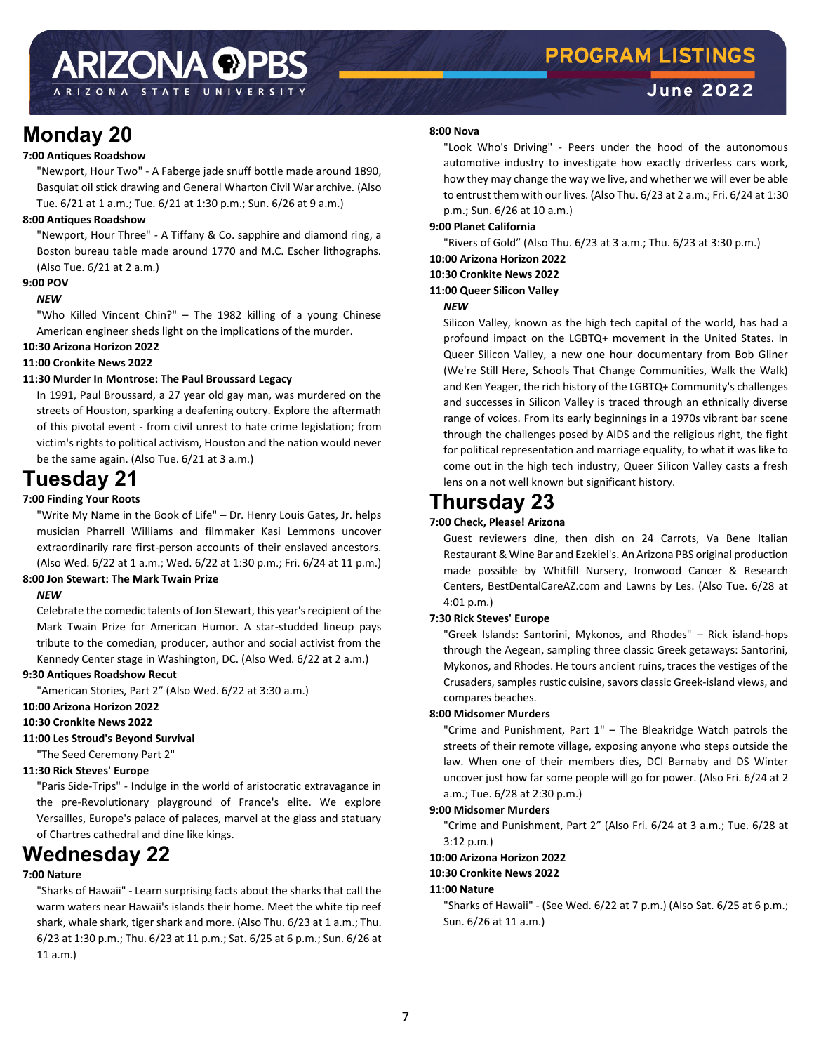## Monday 20

**7:00 Antiques Roadshow**

"Newport, Hour Two" - A Faberge jade snuff bottle made around 1890, Basquiat oil stick drawing and General Wharton Civil War archive. (Also Tue. 6/21 at 1 a.m.; Tue. 6/21 at 1:30 p.m.; Sun. 6/26 at 9 a.m.)

**8:00 Antiques Roadshow**

"Newport, Hour Three" - A Tiffany & Co. sapphire and diamond ring, a Boston bureau table made around 1770 and M.C. Escher lithographs. (Also Tue. 6/21 at 2 a.m.)

**9:00 POV**

***NEW***

"Who Killed Vincent Chin?" – The 1982 killing of a young Chinese American engineer sheds light on the implications of the murder.

**10:30 Arizona Horizon 2022**

**11:00 Cronkite News 2022**

**11:30 Murder In Montrose: The Paul Broussard Legacy**

In 1991, Paul Broussard, a 27 year old gay man, was murdered on the streets of Houston, sparking a deafening outcry. Explore the aftermath of this pivotal event - from civil unrest to hate crime legislation; from victim's rights to political activism, Houston and the nation would never be the same again. (Also Tue. 6/21 at 3 a.m.)

## Tuesday 21

**7:00 Finding Your Roots**

"Write My Name in the Book of Life" – Dr. Henry Louis Gates, Jr. helps musician Pharrell Williams and filmmaker Kasi Lemmons uncover extraordinarily rare first-person accounts of their enslaved ancestors. (Also Wed. 6/22 at 1 a.m.; Wed. 6/22 at 1:30 p.m.; Fri. 6/24 at 11 p.m.)

**8:00 Jon Stewart: The Mark Twain Prize**

***NEW***

Celebrate the comedic talents of Jon Stewart, this year's recipient of the Mark Twain Prize for American Humor. A star-studded lineup pays tribute to the comedian, producer, author and social activist from the Kennedy Center stage in Washington, DC. (Also Wed. 6/22 at 2 a.m.)

**9:30 Antiques Roadshow Recut**

"American Stories, Part 2" (Also Wed. 6/22 at 3:30 a.m.)

**10:00 Arizona Horizon 2022**

**10:30 Cronkite News 2022**

**11:00 Les Stroud's Beyond Survival**

"The Seed Ceremony Part 2"

**11:30 Rick Steves' Europe**

"Paris Side-Trips" - Indulge in the world of aristocratic extravagance in the pre-Revolutionary playground of France's elite. We explore Versailles, Europe's palace of palaces, marvel at the glass and statuary of Chartres cathedral and dine like kings.

## Wednesday 22

**7:00 Nature**

"Sharks of Hawaii" - Learn surprising facts about the sharks that call the warm waters near Hawaii's islands their home. Meet the white tip reef shark, whale shark, tiger shark and more. (Also Thu. 6/23 at 1 a.m.; Thu. 6/23 at 1:30 p.m.; Thu. 6/23 at 11 p.m.; Sat. 6/25 at 6 p.m.; Sun. 6/26 at 11 a.m.)

**8:00 Nova**

"Look Who's Driving" - Peers under the hood of the autonomous automotive industry to investigate how exactly driverless cars work, how they may change the way we live, and whether we will ever be able to entrust them with our lives. (Also Thu. 6/23 at 2 a.m.; Fri. 6/24 at 1:30 p.m.; Sun. 6/26 at 10 a.m.)

**9:00 Planet California**

"Rivers of Gold" (Also Thu. 6/23 at 3 a.m.; Thu. 6/23 at 3:30 p.m.)

**10:00 Arizona Horizon 2022**

**10:30 Cronkite News 2022**

**11:00 Queer Silicon Valley**

***NEW***

Silicon Valley, known as the high tech capital of the world, has had a profound impact on the LGBTQ+ movement in the United States. In Queer Silicon Valley, a new one hour documentary from Bob Gliner (We're Still Here, Schools That Change Communities, Walk the Walk) and Ken Yeager, the rich history of the LGBTQ+ Community's challenges and successes in Silicon Valley is traced through an ethnically diverse range of voices. From its early beginnings in a 1970s vibrant bar scene through the challenges posed by AIDS and the religious right, the fight for political representation and marriage equality, to what it was like to come out in the high tech industry, Queer Silicon Valley casts a fresh lens on a not well known but significant history.

## Thursday 23

**7:00 Check, Please! Arizona**

Guest reviewers dine, then dish on 24 Carrots, Va Bene Italian Restaurant & Wine Bar and Ezekiel's. An Arizona PBS original production made possible by Whitfill Nursery, Ironwood Cancer & Research Centers, BestDentalCareAZ.com and Lawns by Les. (Also Tue. 6/28 at 4:01 p.m.)

**7:30 Rick Steves' Europe**

"Greek Islands: Santorini, Mykonos, and Rhodes" – Rick island-hops through the Aegean, sampling three classic Greek getaways: Santorini, Mykonos, and Rhodes. He tours ancient ruins, traces the vestiges of the Crusaders, samples rustic cuisine, savors classic Greek-island views, and compares beaches.

**8:00 Midsomer Murders**

"Crime and Punishment, Part 1" – The Bleakridge Watch patrols the streets of their remote village, exposing anyone who steps outside the law. When one of their members dies, DCI Barnaby and DS Winter uncover just how far some people will go for power. (Also Fri. 6/24 at 2 a.m.; Tue. 6/28 at 2:30 p.m.)

**9:00 Midsomer Murders**

"Crime and Punishment, Part 2" (Also Fri. 6/24 at 3 a.m.; Tue. 6/28 at 3:12 p.m.)

**10:00 Arizona Horizon 2022**

**10:30 Cronkite News 2022**

**11:00 Nature**

"Sharks of Hawaii" - (See Wed. 6/22 at 7 p.m.) (Also Sat. 6/25 at 6 p.m.; Sun. 6/26 at 11 a.m.)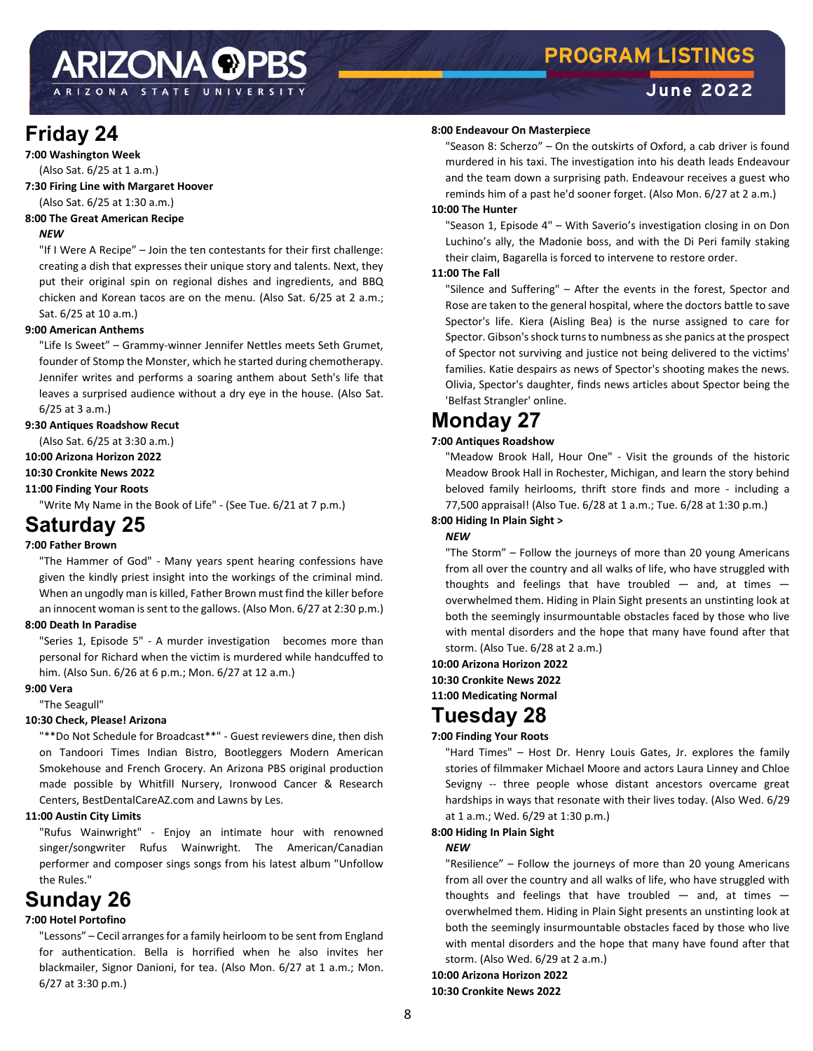# Friday 24

**7:00 Washington Week**
(Also Sat. 6/25 at 1 a.m.)

**7:30 Firing Line with Margaret Hoover**
(Also Sat. 6/25 at 1:30 a.m.)

**8:00 The Great American Recipe**
***NEW***
"If I Were A Recipe" – Join the ten contestants for their first challenge: creating a dish that expresses their unique story and talents. Next, they put their original spin on regional dishes and ingredients, and BBQ chicken and Korean tacos are on the menu. (Also Sat. 6/25 at 2 a.m.; Sat. 6/25 at 10 a.m.)

**9:00 American Anthems**
"Life Is Sweet" – Grammy-winner Jennifer Nettles meets Seth Grumet, founder of Stomp the Monster, which he started during chemotherapy. Jennifer writes and performs a soaring anthem about Seth's life that leaves a surprised audience without a dry eye in the house. (Also Sat. 6/25 at 3 a.m.)

**9:30 Antiques Roadshow Recut**
(Also Sat. 6/25 at 3:30 a.m.)

**10:00 Arizona Horizon 2022**

**10:30 Cronkite News 2022**

**11:00 Finding Your Roots**
"Write My Name in the Book of Life" - (See Tue. 6/21 at 7 p.m.)

# Saturday 25

**7:00 Father Brown**
"The Hammer of God" - Many years spent hearing confessions have given the kindly priest insight into the workings of the criminal mind. When an ungodly man is killed, Father Brown must find the killer before an innocent woman is sent to the gallows. (Also Mon. 6/27 at 2:30 p.m.)

**8:00 Death In Paradise**
"Series 1, Episode 5" - A murder investigation becomes more than personal for Richard when the victim is murdered while handcuffed to him. (Also Sun. 6/26 at 6 p.m.; Mon. 6/27 at 12 a.m.)

**9:00 Vera**
"The Seagull"

**10:30 Check, Please! Arizona**
"**Do Not Schedule for Broadcast**" - Guest reviewers dine, then dish on Tandoori Times Indian Bistro, Bootleggers Modern American Smokehouse and French Grocery. An Arizona PBS original production made possible by Whitfill Nursery, Ironwood Cancer & Research Centers, BestDentalCareAZ.com and Lawns by Les.

**11:00 Austin City Limits**
"Rufus Wainwright" - Enjoy an intimate hour with renowned singer/songwriter Rufus Wainwright. The American/Canadian performer and composer sings songs from his latest album "Unfollow the Rules."

# Sunday 26

**7:00 Hotel Portofino**
"Lessons" – Cecil arranges for a family heirloom to be sent from England for authentication. Bella is horrified when he also invites her blackmailer, Signor Danioni, for tea. (Also Mon. 6/27 at 1 a.m.; Mon. 6/27 at 3:30 p.m.)

**8:00 Endeavour On Masterpiece**
"Season 8: Scherzo" – On the outskirts of Oxford, a cab driver is found murdered in his taxi. The investigation into his death leads Endeavour and the team down a surprising path. Endeavour receives a guest who reminds him of a past he'd sooner forget. (Also Mon. 6/27 at 2 a.m.)

**10:00 The Hunter**
"Season 1, Episode 4" – With Saverio's investigation closing in on Don Luchino's ally, the Madonie boss, and with the Di Peri family staking their claim, Bagarella is forced to intervene to restore order.

**11:00 The Fall**
"Silence and Suffering" – After the events in the forest, Spector and Rose are taken to the general hospital, where the doctors battle to save Spector's life. Kiera (Aisling Bea) is the nurse assigned to care for Spector. Gibson's shock turns to numbness as she panics at the prospect of Spector not surviving and justice not being delivered to the victims' families. Katie despairs as news of Spector's shooting makes the news. Olivia, Spector's daughter, finds news articles about Spector being the 'Belfast Strangler' online.

# Monday 27

**7:00 Antiques Roadshow**
"Meadow Brook Hall, Hour One" - Visit the grounds of the historic Meadow Brook Hall in Rochester, Michigan, and learn the story behind beloved family heirlooms, thrift store finds and more - including a 77,500 appraisal! (Also Tue. 6/28 at 1 a.m.; Tue. 6/28 at 1:30 p.m.)

**8:00 Hiding In Plain Sight >**
***NEW***
"The Storm" – Follow the journeys of more than 20 young Americans from all over the country and all walks of life, who have struggled with thoughts and feelings that have troubled — and, at times — overwhelmed them. Hiding in Plain Sight presents an unstinting look at both the seemingly insurmountable obstacles faced by those who live with mental disorders and the hope that many have found after that storm. (Also Tue. 6/28 at 2 a.m.)

**10:00 Arizona Horizon 2022**

**10:30 Cronkite News 2022**

**11:00 Medicating Normal**

# Tuesday 28

**7:00 Finding Your Roots**
"Hard Times" – Host Dr. Henry Louis Gates, Jr. explores the family stories of filmmaker Michael Moore and actors Laura Linney and Chloe Sevigny -- three people whose distant ancestors overcame great hardships in ways that resonate with their lives today. (Also Wed. 6/29 at 1 a.m.; Wed. 6/29 at 1:30 p.m.)

**8:00 Hiding In Plain Sight**
***NEW***
"Resilience" – Follow the journeys of more than 20 young Americans from all over the country and all walks of life, who have struggled with thoughts and feelings that have troubled — and, at times — overwhelmed them. Hiding in Plain Sight presents an unstinting look at both the seemingly insurmountable obstacles faced by those who live with mental disorders and the hope that many have found after that storm. (Also Wed. 6/29 at 2 a.m.)

**10:00 Arizona Horizon 2022**

**10:30 Cronkite News 2022**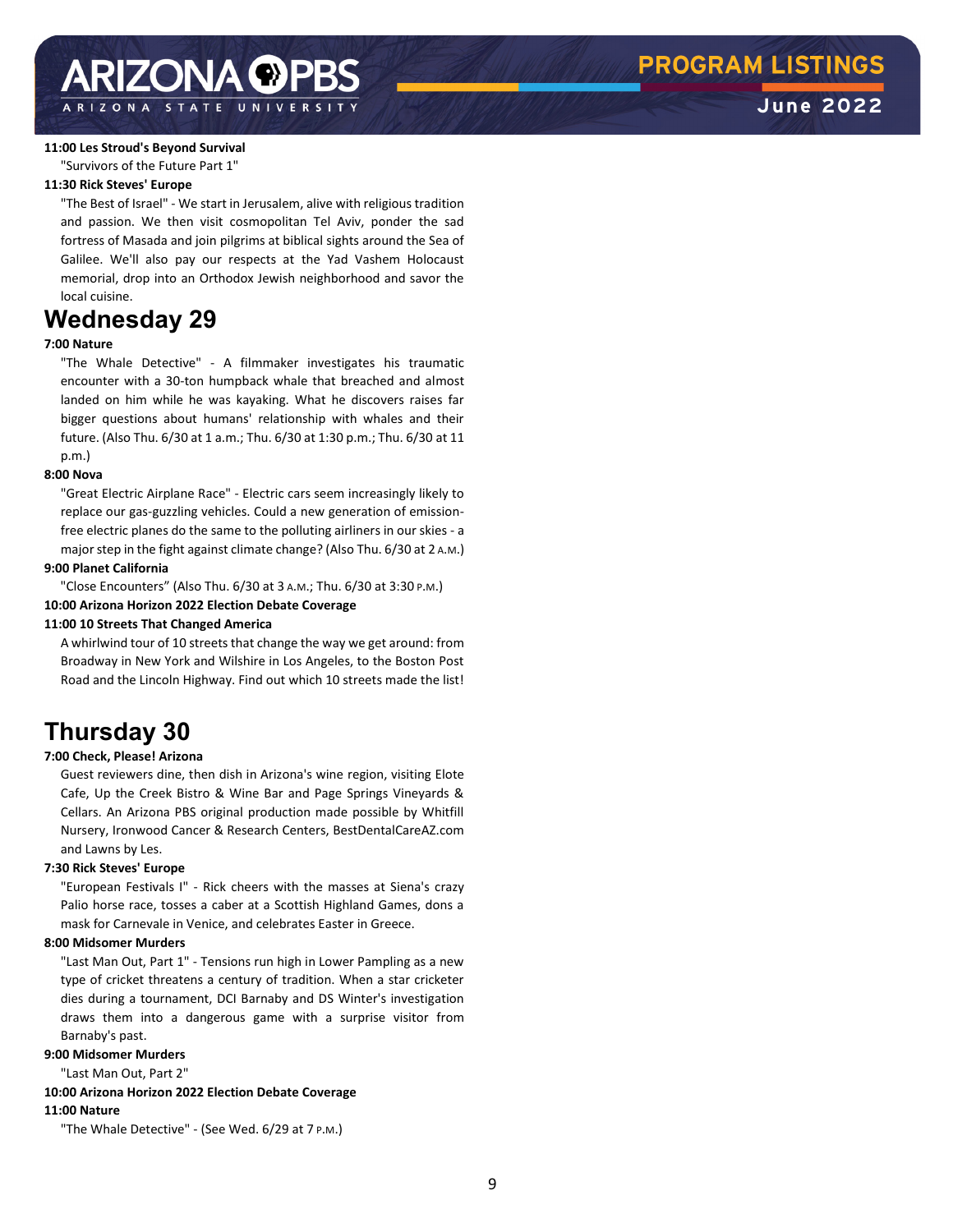**11:00 Les Stroud's Beyond Survival**

"Survivors of the Future Part 1"

**11:30 Rick Steves' Europe**

"The Best of Israel" - We start in Jerusalem, alive with religious tradition and passion. We then visit cosmopolitan Tel Aviv, ponder the sad fortress of Masada and join pilgrims at biblical sights around the Sea of Galilee. We'll also pay our respects at the Yad Vashem Holocaust memorial, drop into an Orthodox Jewish neighborhood and savor the local cuisine.

# Wednesday 29

**7:00 Nature**

"The Whale Detective" - A filmmaker investigates his traumatic encounter with a 30-ton humpback whale that breached and almost landed on him while he was kayaking. What he discovers raises far bigger questions about humans' relationship with whales and their future. (Also Thu. 6/30 at 1 a.m.; Thu. 6/30 at 1:30 p.m.; Thu. 6/30 at 11 p.m.)

**8:00 Nova**

"Great Electric Airplane Race" - Electric cars seem increasingly likely to replace our gas-guzzling vehicles. Could a new generation of emission-free electric planes do the same to the polluting airliners in our skies - a major step in the fight against climate change? (Also Thu. 6/30 at 2 A.M.)

**9:00 Planet California**

"Close Encounters" (Also Thu. 6/30 at 3 A.M.; Thu. 6/30 at 3:30 P.M.)

**10:00 Arizona Horizon 2022 Election Debate Coverage**

**11:00 10 Streets That Changed America**

A whirlwind tour of 10 streets that change the way we get around: from Broadway in New York and Wilshire in Los Angeles, to the Boston Post Road and the Lincoln Highway. Find out which 10 streets made the list!

# Thursday 30

**7:00 Check, Please! Arizona**

Guest reviewers dine, then dish in Arizona's wine region, visiting Elote Cafe, Up the Creek Bistro & Wine Bar and Page Springs Vineyards & Cellars. An Arizona PBS original production made possible by Whitfill Nursery, Ironwood Cancer & Research Centers, BestDentalCareAZ.com and Lawns by Les.

**7:30 Rick Steves' Europe**

"European Festivals I" - Rick cheers with the masses at Siena's crazy Palio horse race, tosses a caber at a Scottish Highland Games, dons a mask for Carnevale in Venice, and celebrates Easter in Greece.

**8:00 Midsomer Murders**

"Last Man Out, Part 1" - Tensions run high in Lower Pampling as a new type of cricket threatens a century of tradition. When a star cricketer dies during a tournament, DCI Barnaby and DS Winter's investigation draws them into a dangerous game with a surprise visitor from Barnaby's past.

**9:00 Midsomer Murders**

"Last Man Out, Part 2"

**10:00 Arizona Horizon 2022 Election Debate Coverage**

**11:00 Nature**

"The Whale Detective" - (See Wed. 6/29 at 7 P.M.)